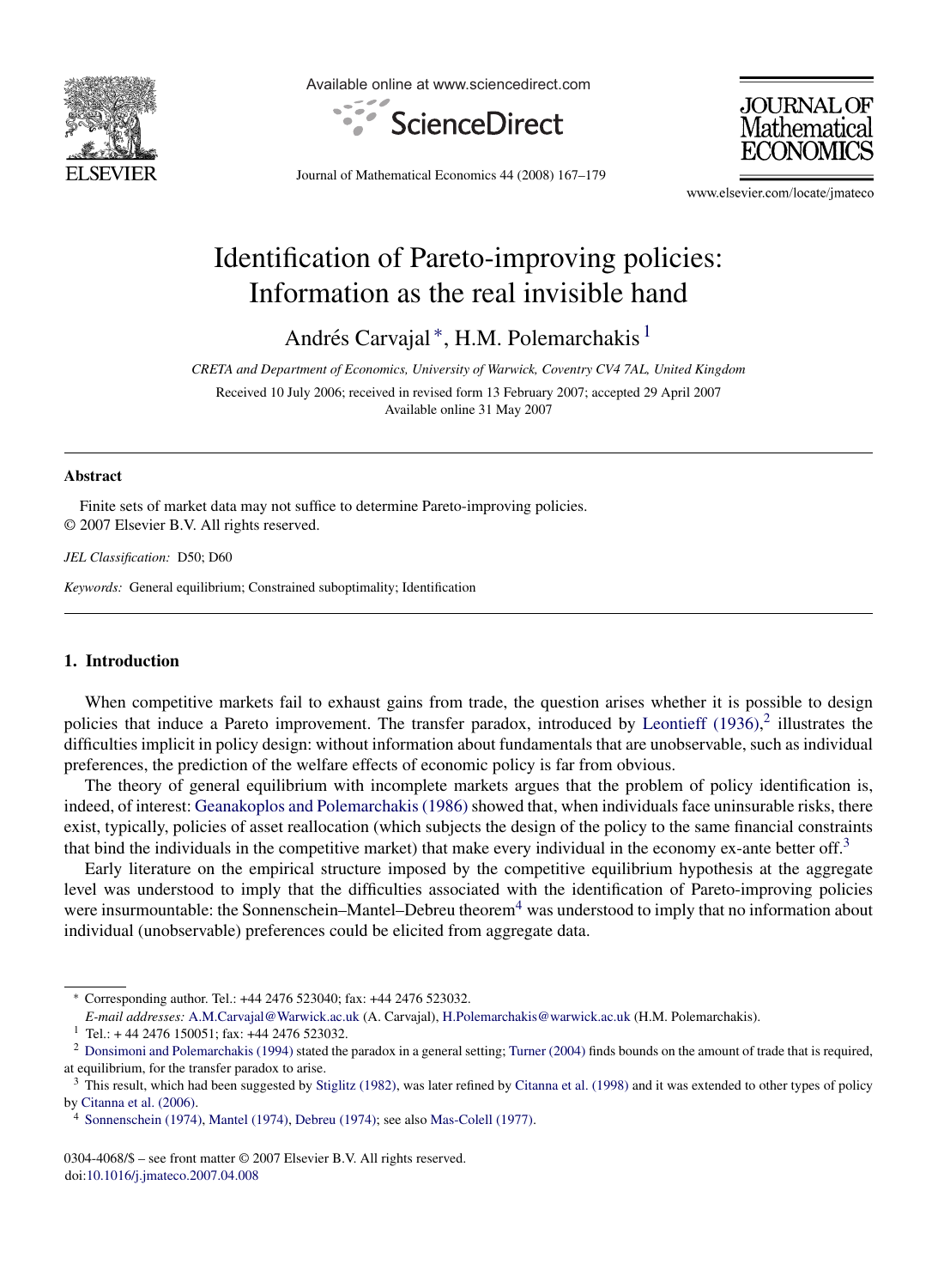# Identification of Pareto-improving policies: Information as the real invisible hand

Andrés Carvajal *, H.M. Polemarchakis [1]

*CRETA and Department of Economics, University of Warwick, Coventry CV4 7AL, United Kingdom*

Received 10 July 2006; received in revised form 13 February 2007; accepted 29 April 2007
Available online 31 May 2007

---

**Abstract**

Finite sets of market data may not suffice to determine Pareto-improving policies.
© 2007 Elsevier B.V. All rights reserved.

*JEL Classification:* D50; D60

*Keywords:* General equilibrium; Constrained suboptimality; Identification

---

## 1. Introduction

When competitive markets fail to exhaust gains from trade, the question arises whether it is possible to design policies that induce a Pareto improvement. The transfer paradox, introduced by Leontieff (1936),[2] illustrates the difficulties implicit in policy design: without information about fundamentals that are unobservable, such as individual preferences, the prediction of the welfare effects of economic policy is far from obvious.

The theory of general equilibrium with incomplete markets argues that the problem of policy identification is, indeed, of interest: Geanakoplos and Polemarchakis (1986) showed that, when individuals face uninsurable risks, there exist, typically, policies of asset reallocation (which subjects the design of the policy to the same financial constraints that bind the individuals in the competitive market) that make every individual in the economy ex-ante better off.[3]

Early literature on the empirical structure imposed by the competitive equilibrium hypothesis at the aggregate level was understood to imply that the difficulties associated with the identification of Pareto-improving policies were insurmountable: the Sonnenschein–Mantel–Debreu theorem[4] was understood to imply that no information about individual (unobservable) preferences could be elicited from aggregate data.

---

* Corresponding author. Tel.: +44 2476 523040; fax: +44 2476 523032.
*E-mail addresses:* A.M.Carvajal@Warwick.ac.uk (A. Carvajal), H.Polemarchakis@warwick.ac.uk (H.M. Polemarchakis).

[1] Tel.: + 44 2476 150051; fax: +44 2476 523032.

[2] Donsimoni and Polemarchakis (1994) stated the paradox in a general setting; Turner (2004) finds bounds on the amount of trade that is required, at equilibrium, for the transfer paradox to arise.

[3] This result, which had been suggested by Stiglitz (1982), was later refined by Citanna et al. (1998) and it was extended to other types of policy by Citanna et al. (2006).

[4] Sonnenschein (1974), Mantel (1974), Debreu (1974); see also Mas-Colell (1977).

0304-4068/$ – see front matter © 2007 Elsevier B.V. All rights reserved.
doi:10.1016/j.jmateco.2007.04.008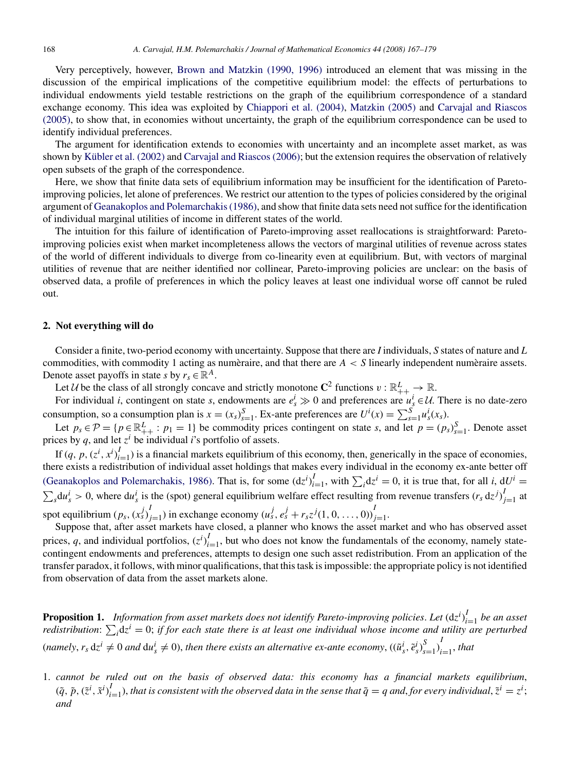Very perceptively, however, Brown and Matzkin (1990, 1996) introduced an element that was missing in the discussion of the empirical implications of the competitive equilibrium model: the effects of perturbations to individual endowments yield testable restrictions on the graph of the equilibrium correspondence of a standard exchange economy. This idea was exploited by Chiappori et al. (2004), Matzkin (2005) and Carvajal and Riascos (2005), to show that, in economies without uncertainty, the graph of the equilibrium correspondence can be used to identify individual preferences.

The argument for identification extends to economies with uncertainty and an incomplete asset market, as was shown by Kübler et al. (2002) and Carvajal and Riascos (2006); but the extension requires the observation of relatively open subsets of the graph of the correspondence.

Here, we show that finite data sets of equilibrium information may be insufficient for the identification of Pareto-improving policies, let alone of preferences. We restrict our attention to the types of policies considered by the original argument of Geanakoplos and Polemarchakis (1986), and show that finite data sets need not suffice for the identification of individual marginal utilities of income in different states of the world.

The intuition for this failure of identification of Pareto-improving asset reallocations is straightforward: Pareto-improving policies exist when market incompleteness allows the vectors of marginal utilities of revenue across states of the world of different individuals to diverge from co-linearity even at equilibrium. But, with vectors of marginal utilities of revenue that are neither identified nor collinear, Pareto-improving policies are unclear: on the basis of observed data, a profile of preferences in which the policy leaves at least one individual worse off cannot be ruled out.

## 2. Not everything will do

Consider a finite, two-period economy with uncertainty. Suppose that there are $I$ individuals, $S$ states of nature and $L$ commodities, with commodity 1 acting as numèraire, and that there are $A < S$ linearly independent numèraire assets. Denote asset payoffs in state $s$ by $r_s \in \mathbb{R}^A$.

Let $\mathcal{U}$ be the class of all strongly concave and strictly monotone $\mathbf{C}^2$ functions $v : \mathbb{R}^L_{++} \to \mathbb{R}$.

For individual $i$, contingent on state $s$, endowments are $e^i_s \gg 0$ and preferences are $u^i_s \in \mathcal{U}$. There is no date-zero consumption, so a consumption plan is $x = (x_s)^S_{s=1}$. Ex-ante preferences are $U^i(x) = \sum^S_{s=1} u^i_s(x_s)$.

Let $p_s \in \mathcal{P} = \{p \in \mathbb{R}^L_{++} : p_1 = 1\}$ be commodity prices contingent on state $s$, and let $p = (p_s)^S_{s=1}$. Denote asset prices by $q$, and let $z^i$ be individual $i$'s portfolio of assets.

If $(q, p, (z^i, x^i)^I_{i=1})$ is a financial markets equilibrium of this economy, then, generically in the space of economies, there exists a redistribution of individual asset holdings that makes every individual in the economy ex-ante better off (Geanakoplos and Polemarchakis, 1986). That is, for some $(\mathrm{d}z^i)^I_{i=1}$, with $\sum_i \mathrm{d}z^i = 0$, it is true that, for all $i$, $\mathrm{d}U^i = \sum_s \mathrm{d}u^i_s > 0$, where $\mathrm{d}u^i_s$ is the (spot) general equilibrium welfare effect resulting from revenue transfers $(r_s\,\mathrm{d}z^j)^I_{j=1}$ at spot equilibrium $(p_s, (x^j_s)^I_{j=1})$ in exchange economy $(u^j_s, e^j_s + r_s z^j(1, 0, \ldots, 0))^I_{j=1}$.

Suppose that, after asset markets have closed, a planner who knows the asset market and who has observed asset prices, $q$, and individual portfolios, $(z^i)^I_{i=1}$, but who does not know the fundamentals of the economy, namely state-contingent endowments and preferences, attempts to design one such asset redistribution. From an application of the transfer paradox, it follows, with minor qualifications, that this task is impossible: the appropriate policy is not identified from observation of data from the asset markets alone.

**Proposition 1.** *Information from asset markets does not identify Pareto-improving policies. Let $(\mathrm{d}z^i)^I_{i=1}$ be an asset redistribution: $\sum_i \mathrm{d}z^i = 0$; if for each state there is at least one individual whose income and utility are perturbed (namely, $r_s\,\mathrm{d}z^i \neq 0$ and $\mathrm{d}u^i_s \neq 0$), then there exists an alternative ex-ante economy, $((\tilde{u}^i_s, \tilde{e}^i_s)^S_{s=1})^I_{i=1}$, that*

1. *cannot be ruled out on the basis of observed data: this economy has a financial markets equilibrium, $(\tilde{q}, \tilde{p}, (\tilde{z}^i, \tilde{x}^i)^I_{i=1})$, that is consistent with the observed data in the sense that $\tilde{q} = q$ and, for every individual, $\tilde{z}^i = z^i$; and*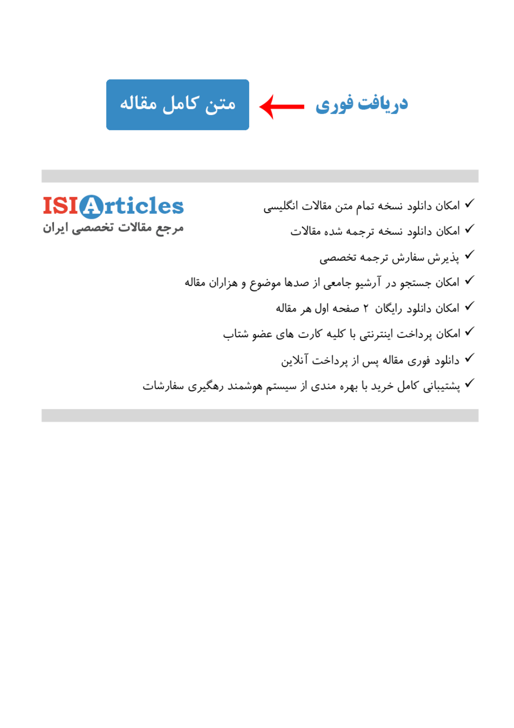دریافت فوری ← **متن کامل مقاله**

**ISIArticles**
مرجع مقالات تخصصی ایران

- ✓ امکان دانلود نسخه تمام متن مقالات انگلیسی
- ✓ امکان دانلود نسخه ترجمه شده مقالات
- ✓ پذیرش سفارش ترجمه تخصصی
- ✓ امکان جستجو در آرشیو جامعی از صدها موضوع و هزاران مقاله
- ✓ امکان دانلود رایگان ۲ صفحه اول هر مقاله
- ✓ امکان پرداخت اینترنتی با کلیه کارت های عضو شتاب
- ✓ دانلود فوری مقاله پس از پرداخت آنلاین
- ✓ پشتیبانی کامل خرید با بهره مندی از سیستم هوشمند رهگیری سفارشات